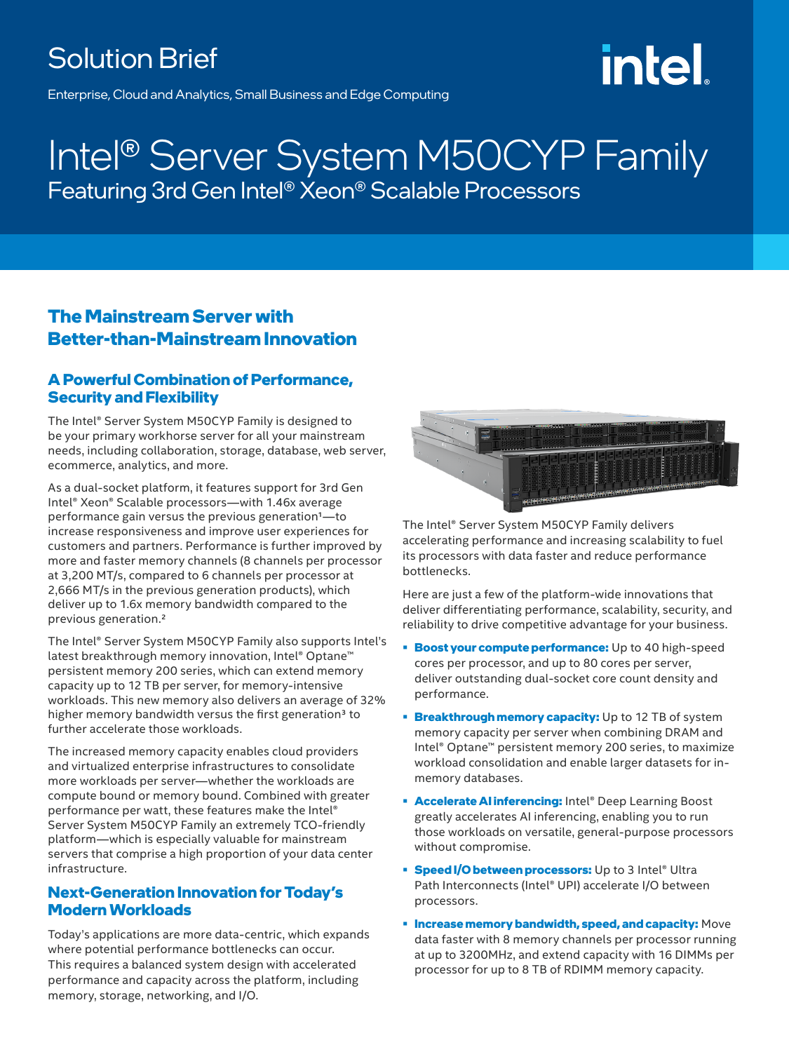Solution Brief

Enterprise, Cloud and Analytics, Small Business and Edge Computing

# Intel® Server System M50CYP Family

Featuring 3rd Gen Intel® Xeon® Scalable Processors

## The Mainstream Server with Better-than-Mainstream Innovation

### A Powerful Combination of Performance, Security and Flexibility

The Intel® Server System M50CYP Family is designed to be your primary workhorse server for all your mainstream needs, including collaboration, storage, database, web server, ecommerce, analytics, and more.

As a dual-socket platform, it features support for 3rd Gen Intel® Xeon® Scalable processors—with 1.46x average performance gain versus the previous generation[1]—to increase responsiveness and improve user experiences for customers and partners. Performance is further improved by more and faster memory channels (8 channels per processor at 3,200 MT/s, compared to 6 channels per processor at 2,666 MT/s in the previous generation products), which deliver up to 1.6x memory bandwidth compared to the previous generation.[2]

The Intel® Server System M50CYP Family also supports Intel's latest breakthrough memory innovation, Intel® Optane™ persistent memory 200 series, which can extend memory capacity up to 12 TB per server, for memory-intensive workloads. This new memory also delivers an average of 32% higher memory bandwidth versus the first generation[3] to further accelerate those workloads.

The increased memory capacity enables cloud providers and virtualized enterprise infrastructures to consolidate more workloads per server—whether the workloads are compute bound or memory bound. Combined with greater performance per watt, these features make the Intel® Server System M50CYP Family an extremely TCO-friendly platform—which is especially valuable for mainstream servers that comprise a high proportion of your data center infrastructure.

### Next-Generation Innovation for Today's Modern Workloads

Today's applications are more data-centric, which expands where potential performance bottlenecks can occur. This requires a balanced system design with accelerated performance and capacity across the platform, including memory, storage, networking, and I/O.

The Intel® Server System M50CYP Family delivers accelerating performance and increasing scalability to fuel its processors with data faster and reduce performance bottlenecks.

Here are just a few of the platform-wide innovations that deliver differentiating performance, scalability, security, and reliability to drive competitive advantage for your business.

- **Boost your compute performance:** Up to 40 high-speed cores per processor, and up to 80 cores per server, deliver outstanding dual-socket core count density and performance.
- **Breakthrough memory capacity:** Up to 12 TB of system memory capacity per server when combining DRAM and Intel® Optane™ persistent memory 200 series, to maximize workload consolidation and enable larger datasets for in-memory databases.
- **Accelerate AI inferencing:** Intel® Deep Learning Boost greatly accelerates AI inferencing, enabling you to run those workloads on versatile, general-purpose processors without compromise.
- **Speed I/O between processors:** Up to 3 Intel® Ultra Path Interconnects (Intel® UPI) accelerate I/O between processors.
- **Increase memory bandwidth, speed, and capacity:** Move data faster with 8 memory channels per processor running at up to 3200MHz, and extend capacity with 16 DIMMs per processor for up to 8 TB of RDIMM memory capacity.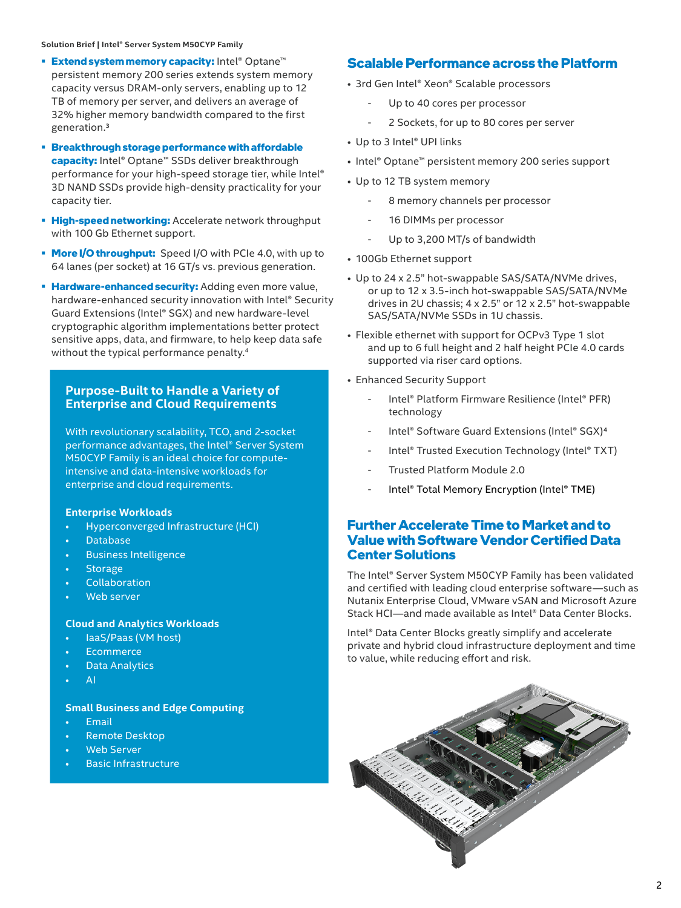- **Extend system memory capacity:** Intel® Optane™ persistent memory 200 series extends system memory capacity versus DRAM-only servers, enabling up to 12 TB of memory per server, and delivers an average of 32% higher memory bandwidth compared to the first generation.[3]
- **Breakthrough storage performance with affordable capacity:** Intel® Optane™ SSDs deliver breakthrough performance for your high-speed storage tier, while Intel® 3D NAND SSDs provide high-density practicality for your capacity tier.
- **High-speed networking:** Accelerate network throughput with 100 Gb Ethernet support.
- **More I/O throughput:** Speed I/O with PCIe 4.0, with up to 64 lanes (per socket) at 16 GT/s vs. previous generation.
- **Hardware-enhanced security:** Adding even more value, hardware-enhanced security innovation with Intel® Security Guard Extensions (Intel® SGX) and new hardware-level cryptographic algorithm implementations better protect sensitive apps, data, and firmware, to help keep data safe without the typical performance penalty.[4]

## Purpose-Built to Handle a Variety of Enterprise and Cloud Requirements

With revolutionary scalability, TCO, and 2-socket performance advantages, the Intel® Server System M50CYP Family is an ideal choice for compute-intensive and data-intensive workloads for enterprise and cloud requirements.

**Enterprise Workloads**

- Hyperconverged Infrastructure (HCI)
- Database
- Business Intelligence
- Storage
- Collaboration
- Web server

**Cloud and Analytics Workloads**

- IaaS/Paas (VM host)
- Ecommerce
- Data Analytics
- AI

**Small Business and Edge Computing**

- Email
- Remote Desktop
- Web Server
- Basic Infrastructure

## Scalable Performance across the Platform

- 3rd Gen Intel® Xeon® Scalable processors
  - Up to 40 cores per processor
  - 2 Sockets, for up to 80 cores per server
- Up to 3 Intel® UPI links
- Intel® Optane™ persistent memory 200 series support
- Up to 12 TB system memory
  - 8 memory channels per processor
  - 16 DIMMs per processor
  - Up to 3,200 MT/s of bandwidth
- 100Gb Ethernet support
- Up to 24 x 2.5" hot-swappable SAS/SATA/NVMe drives, or up to 12 x 3.5-inch hot-swappable SAS/SATA/NVMe drives in 2U chassis; 4 x 2.5" or 12 x 2.5" hot-swappable SAS/SATA/NVMe SSDs in 1U chassis.
- Flexible ethernet with support for OCPv3 Type 1 slot and up to 6 full height and 2 half height PCIe 4.0 cards supported via riser card options.
- Enhanced Security Support
  - Intel® Platform Firmware Resilience (Intel® PFR) technology
  - Intel® Software Guard Extensions (Intel® SGX)[4]
  - Intel® Trusted Execution Technology (Intel® TXT)
  - Trusted Platform Module 2.0
  - Intel® Total Memory Encryption (Intel® TME)

## Further Accelerate Time to Market and to Value with Software Vendor Certified Data Center Solutions

The Intel® Server System M50CYP Family has been validated and certified with leading cloud enterprise software—such as Nutanix Enterprise Cloud, VMware vSAN and Microsoft Azure Stack HCI—and made available as Intel® Data Center Blocks.

Intel® Data Center Blocks greatly simplify and accelerate private and hybrid cloud infrastructure deployment and time to value, while reducing effort and risk.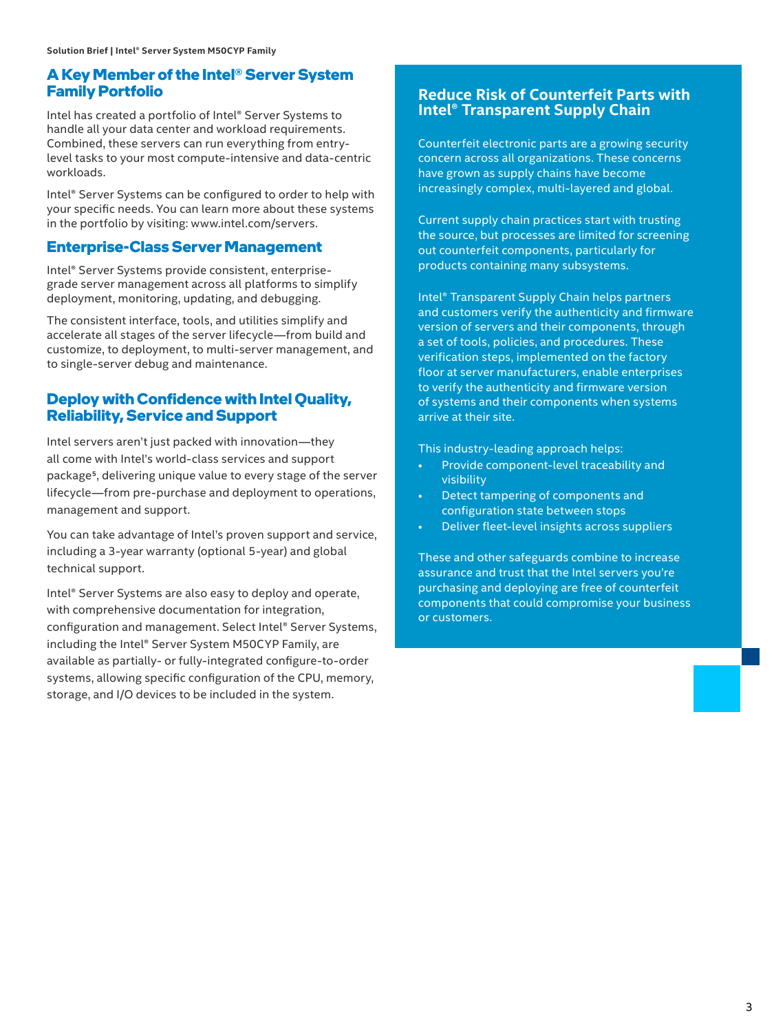## A Key Member of the Intel® Server System Family Portfolio

Intel has created a portfolio of Intel® Server Systems to handle all your data center and workload requirements. Combined, these servers can run everything from entry-level tasks to your most compute-intensive and data-centric workloads.

Intel® Server Systems can be configured to order to help with your specific needs. You can learn more about these systems in the portfolio by visiting: www.intel.com/servers.

## Enterprise-Class Server Management

Intel® Server Systems provide consistent, enterprise-grade server management across all platforms to simplify deployment, monitoring, updating, and debugging.

The consistent interface, tools, and utilities simplify and accelerate all stages of the server lifecycle—from build and customize, to deployment, to multi-server management, and to single-server debug and maintenance.

## Deploy with Confidence with Intel Quality, Reliability, Service and Support

Intel servers aren't just packed with innovation—they all come with Intel's world-class services and support package[5], delivering unique value to every stage of the server lifecycle—from pre-purchase and deployment to operations, management and support.

You can take advantage of Intel's proven support and service, including a 3-year warranty (optional 5-year) and global technical support.

Intel® Server Systems are also easy to deploy and operate, with comprehensive documentation for integration, configuration and management. Select Intel® Server Systems, including the Intel® Server System M50CYP Family, are available as partially- or fully-integrated configure-to-order systems, allowing specific configuration of the CPU, memory, storage, and I/O devices to be included in the system.

## Reduce Risk of Counterfeit Parts with Intel® Transparent Supply Chain

Counterfeit electronic parts are a growing security concern across all organizations. These concerns have grown as supply chains have become increasingly complex, multi-layered and global.

Current supply chain practices start with trusting the source, but processes are limited for screening out counterfeit components, particularly for products containing many subsystems.

Intel® Transparent Supply Chain helps partners and customers verify the authenticity and firmware version of servers and their components, through a set of tools, policies, and procedures. These verification steps, implemented on the factory floor at server manufacturers, enable enterprises to verify the authenticity and firmware version of systems and their components when systems arrive at their site.

This industry-leading approach helps:

- Provide component-level traceability and visibility
- Detect tampering of components and configuration state between stops
- Deliver fleet-level insights across suppliers

These and other safeguards combine to increase assurance and trust that the Intel servers you're purchasing and deploying are free of counterfeit components that could compromise your business or customers.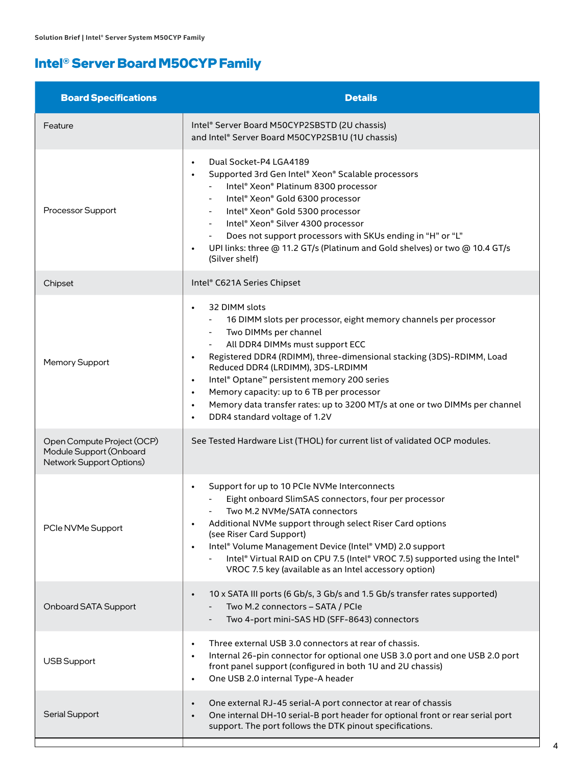## Intel® Server Board M50CYP Family

| Board Specifications | Details |
|---|---|
| Feature | Intel® Server Board M50CYP2SBSTD (2U chassis)<br>and Intel® Server Board M50CYP2SB1U (1U chassis) |
| Processor Support | • Dual Socket-P4 LGA4189<br>• Supported 3rd Gen Intel® Xeon® Scalable processors<br>  - Intel® Xeon® Platinum 8300 processor<br>  - Intel® Xeon® Gold 6300 processor<br>  - Intel® Xeon® Gold 5300 processor<br>  - Intel® Xeon® Silver 4300 processor<br>  - Does not support processors with SKUs ending in "H" or "L"<br>• UPI links: three @ 11.2 GT/s (Platinum and Gold shelves) or two @ 10.4 GT/s (Silver shelf) |
| Chipset | Intel® C621A Series Chipset |
| Memory Support | • 32 DIMM slots<br>  - 16 DIMM slots per processor, eight memory channels per processor<br>  - Two DIMMs per channel<br>  - All DDR4 DIMMs must support ECC<br>• Registered DDR4 (RDIMM), three-dimensional stacking (3DS)-RDIMM, Load Reduced DDR4 (LRDIMM), 3DS-LRDIMM<br>• Intel® Optane™ persistent memory 200 series<br>• Memory capacity: up to 6 TB per processor<br>• Memory data transfer rates: up to 3200 MT/s at one or two DIMMs per channel<br>• DDR4 standard voltage of 1.2V |
| Open Compute Project (OCP) Module Support (Onboard Network Support Options) | See Tested Hardware List (THOL) for current list of validated OCP modules. |
| PCIe NVMe Support | • Support for up to 10 PCIe NVMe Interconnects<br>  - Eight onboard SlimSAS connectors, four per processor<br>  - Two M.2 NVMe/SATA connectors<br>• Additional NVMe support through select Riser Card options (see Riser Card Support)<br>• Intel® Volume Management Device (Intel® VMD) 2.0 support<br>  - Intel® Virtual RAID on CPU 7.5 (Intel® VROC 7.5) supported using the Intel® VROC 7.5 key (available as an Intel accessory option) |
| Onboard SATA Support | • 10 x SATA III ports (6 Gb/s, 3 Gb/s and 1.5 Gb/s transfer rates supported)<br>  - Two M.2 connectors – SATA / PCIe<br>  - Two 4-port mini-SAS HD (SFF-8643) connectors |
| USB Support | • Three external USB 3.0 connectors at rear of chassis.<br>• Internal 26-pin connector for optional one USB 3.0 port and one USB 2.0 port front panel support (configured in both 1U and 2U chassis)<br>• One USB 2.0 internal Type-A header |
| Serial Support | • One external RJ-45 serial-A port connector at rear of chassis<br>• One internal DH-10 serial-B port header for optional front or rear serial port support. The port follows the DTK pinout specifications. |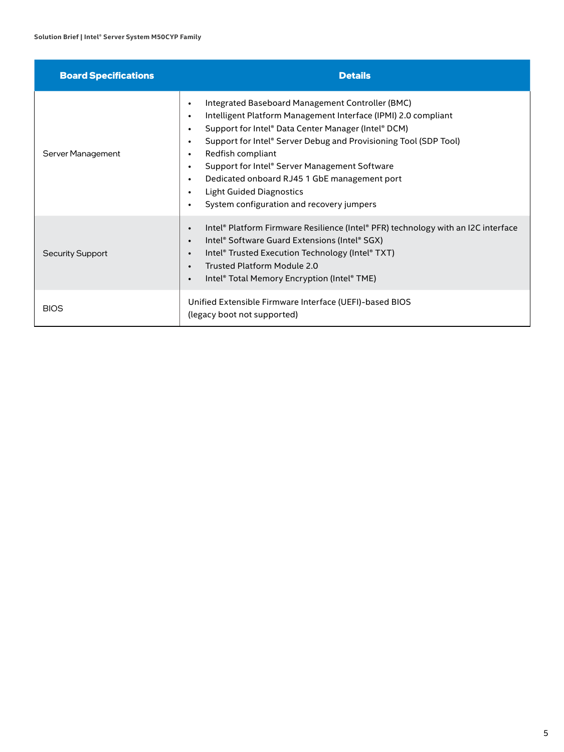| Board Specifications | Details |
|---|---|
| Server Management | • Integrated Baseboard Management Controller (BMC)<br>• Intelligent Platform Management Interface (IPMI) 2.0 compliant<br>• Support for Intel® Data Center Manager (Intel® DCM)<br>• Support for Intel® Server Debug and Provisioning Tool (SDP Tool)<br>• Redfish compliant<br>• Support for Intel® Server Management Software<br>• Dedicated onboard RJ45 1 GbE management port<br>• Light Guided Diagnostics<br>• System configuration and recovery jumpers |
| Security Support | • Intel® Platform Firmware Resilience (Intel® PFR) technology with an I2C interface<br>• Intel® Software Guard Extensions (Intel® SGX)<br>• Intel® Trusted Execution Technology (Intel® TXT)<br>• Trusted Platform Module 2.0<br>• Intel® Total Memory Encryption (Intel® TME) |
| BIOS | Unified Extensible Firmware Interface (UEFI)-based BIOS<br>(legacy boot not supported) |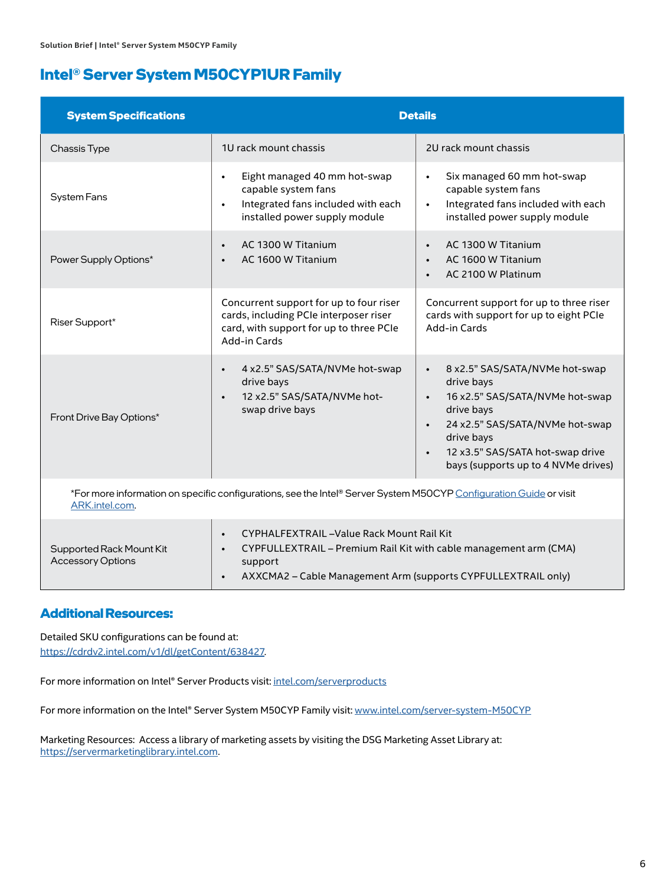# Intel® Server System M50CYP1UR Family

| System Specifications | Details | |
|---|---|---|
| Chassis Type | 1U rack mount chassis | 2U rack mount chassis |
| System Fans | • Eight managed 40 mm hot-swap capable system fans<br>• Integrated fans included with each installed power supply module | • Six managed 60 mm hot-swap capable system fans<br>• Integrated fans included with each installed power supply module |
| Power Supply Options* | • AC 1300 W Titanium<br>• AC 1600 W Titanium | • AC 1300 W Titanium<br>• AC 1600 W Titanium<br>• AC 2100 W Platinum |
| Riser Support* | Concurrent support for up to four riser cards, including PCIe interposer riser card, with support for up to three PCIe Add-in Cards | Concurrent support for up to three riser cards with support for up to eight PCIe Add-in Cards |
| Front Drive Bay Options* | • 4 x2.5" SAS/SATA/NVMe hot-swap drive bays<br>• 12 x2.5" SAS/SATA/NVMe hot-swap drive bays | • 8 x2.5" SAS/SATA/NVMe hot-swap drive bays<br>• 16 x2.5" SAS/SATA/NVMe hot-swap drive bays<br>• 24 x2.5" SAS/SATA/NVMe hot-swap drive bays<br>• 12 x3.5" SAS/SATA hot-swap drive bays (supports up to 4 NVMe drives) |
| *For more information on specific configurations, see the Intel® Server System M50CYP Configuration Guide or visit ARK.intel.com. | | |
| Supported Rack Mount Kit Accessory Options | • CYPHALFEXTRAIL –Value Rack Mount Rail Kit<br>• CYPFULLEXTRAIL – Premium Rail Kit with cable management arm (CMA) support<br>• AXXCMA2 – Cable Management Arm (supports CYPFULLEXTRAIL only) | |

## Additional Resources:

Detailed SKU configurations can be found at: https://cdrdv2.intel.com/v1/dl/getContent/638427.

For more information on Intel® Server Products visit: intel.com/serverproducts

For more information on the Intel® Server System M50CYP Family visit: www.intel.com/server-system-M50CYP

Marketing Resources: Access a library of marketing assets by visiting the DSG Marketing Asset Library at: https://servermarketinglibrary.intel.com.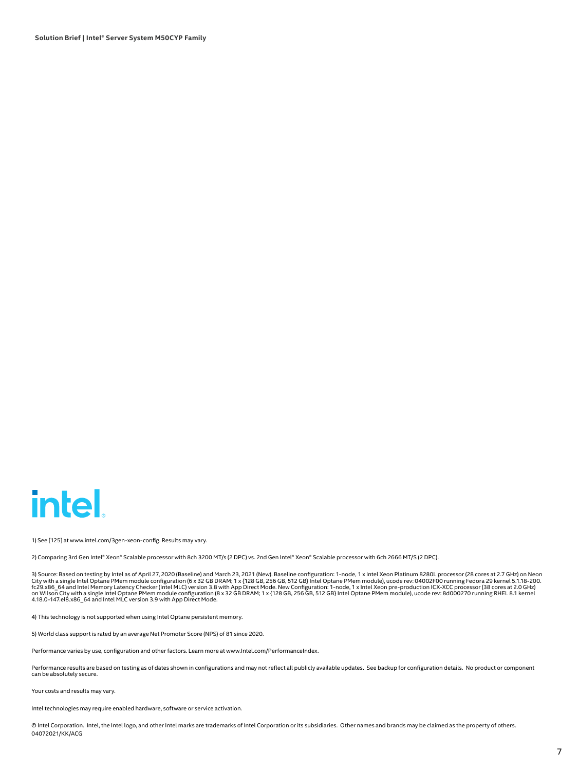1) See [125] at www.intel.com/3gen-xeon-config. Results may vary.

2) Comparing 3rd Gen Intel® Xeon® Scalable processor with 8ch 3200 MT/s (2 DPC) vs. 2nd Gen Intel® Xeon® Scalable processor with 6ch 2666 MT/S (2 DPC).

3) Source: Based on testing by Intel as of April 27, 2020 (Baseline) and March 23, 2021 (New). Baseline configuration: 1-node, 1 x Intel Xeon Platinum 8280L processor (28 cores at 2.7 GHz) on Neon City with a single Intel Optane PMem module configuration (6 x 32 GB DRAM; 1 x {128 GB, 256 GB, 512 GB} Intel Optane PMem module), ucode rev: 04002F00 running Fedora 29 kernel 5.1.18-200.fc29.x86_64 and Intel Memory Latency Checker (Intel MLC) version 3.8 with App Direct Mode. New Configuration: 1-node, 1 x Intel Xeon pre-production ICX-XCC processor (38 cores at 2.0 GHz) on Wilson City with a single Intel Optane PMem module configuration (8 x 32 GB DRAM; 1 x {128 GB, 256 GB, 512 GB} Intel Optane PMem module), ucode rev: 8d000270 running RHEL 8.1 kernel 4.18.0-147.el8.x86_64 and Intel MLC version 3.9 with App Direct Mode.

4) This technology is not supported when using Intel Optane persistent memory.

5) World class support is rated by an average Net Promoter Score (NPS) of 81 since 2020.

Performance varies by use, configuration and other factors. Learn more at www.Intel.com/PerformanceIndex.

Performance results are based on testing as of dates shown in configurations and may not reflect all publicly available updates. See backup for configuration details. No product or component can be absolutely secure.

Your costs and results may vary.

Intel technologies may require enabled hardware, software or service activation.

© Intel Corporation. Intel, the Intel logo, and other Intel marks are trademarks of Intel Corporation or its subsidiaries. Other names and brands may be claimed as the property of others.
04072021/KK/ACG